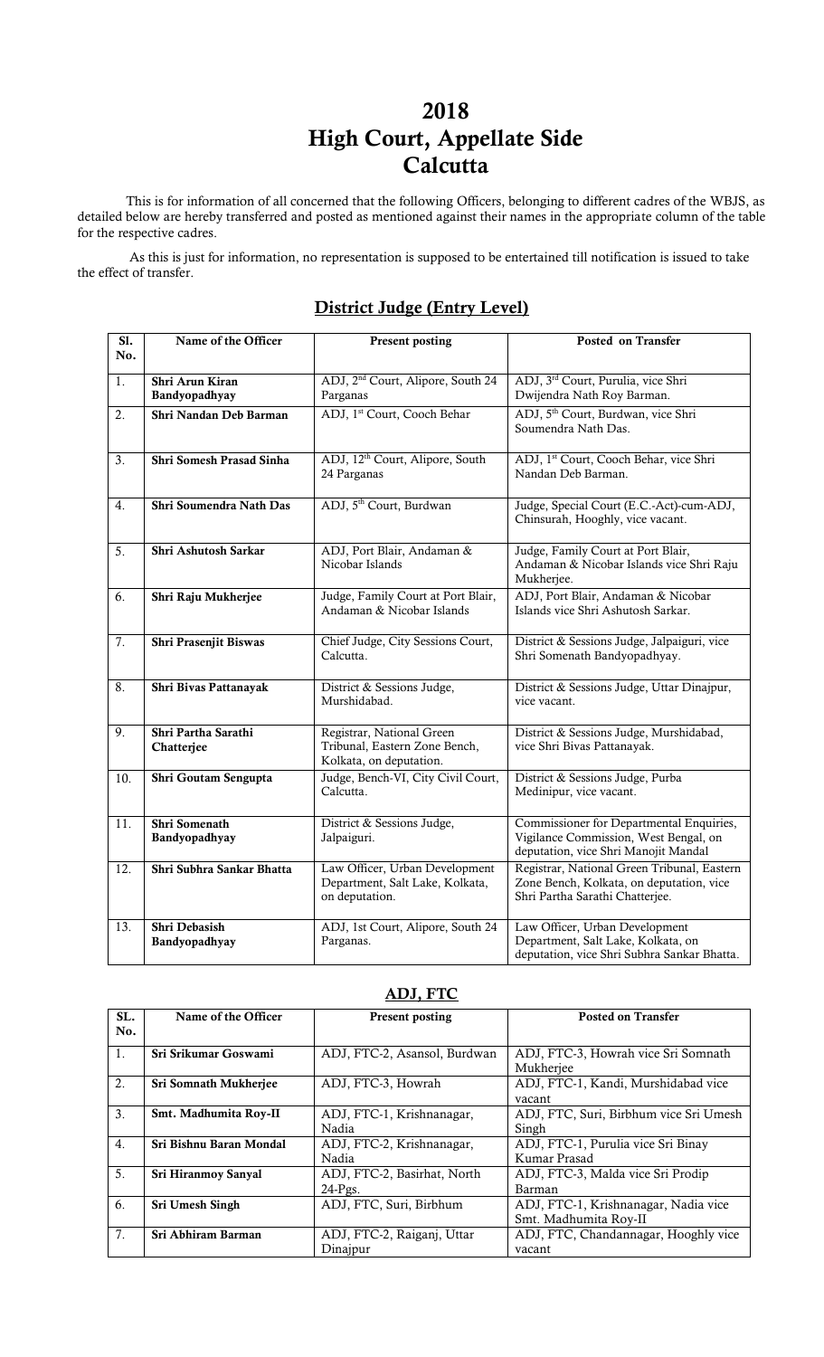# 2018
# High Court, Appellate Side
# Calcutta

This is for information of all concerned that the following Officers, belonging to different cadres of the WBJS, as detailed below are hereby transferred and posted as mentioned against their names in the appropriate column of the table for the respective cadres.

As this is just for information, no representation is supposed to be entertained till notification is issued to take the effect of transfer.

## District Judge (Entry Level)

| Sl. No. | Name of the Officer | Present posting | Posted on Transfer |
|---|---|---|---|
| 1. | **Shri Arun Kiran Bandyopadhyay** | ADJ, 2nd Court, Alipore, South 24 Parganas | ADJ, 3rd Court, Purulia, vice Shri Dwijendra Nath Roy Barman. |
| 2. | **Shri Nandan Deb Barman** | ADJ, 1st Court, Cooch Behar | ADJ, 5th Court, Burdwan, vice Shri Soumendra Nath Das. |
| 3. | **Shri Somesh Prasad Sinha** | ADJ, 12th Court, Alipore, South 24 Parganas | ADJ, 1st Court, Cooch Behar, vice Shri Nandan Deb Barman. |
| 4. | **Shri Soumendra Nath Das** | ADJ, 5th Court, Burdwan | Judge, Special Court (E.C.-Act)-cum-ADJ, Chinsurah, Hooghly, vice vacant. |
| 5. | **Shri Ashutosh Sarkar** | ADJ, Port Blair, Andaman & Nicobar Islands | Judge, Family Court at Port Blair, Andaman & Nicobar Islands vice Shri Raju Mukherjee. |
| 6. | **Shri Raju Mukherjee** | Judge, Family Court at Port Blair, Andaman & Nicobar Islands | ADJ, Port Blair, Andaman & Nicobar Islands vice Shri Ashutosh Sarkar. |
| 7. | **Shri Prasenjit Biswas** | Chief Judge, City Sessions Court, Calcutta. | District & Sessions Judge, Jalpaiguri, vice Shri Somenath Bandyopadhyay. |
| 8. | **Shri Bivas Pattanayak** | District & Sessions Judge, Murshidabad. | District & Sessions Judge, Uttar Dinajpur, vice vacant. |
| 9. | **Shri Partha Sarathi Chatterjee** | Registrar, National Green Tribunal, Eastern Zone Bench, Kolkata, on deputation. | District & Sessions Judge, Murshidabad, vice Shri Bivas Pattanayak. |
| 10. | **Shri Goutam Sengupta** | Judge, Bench-VI, City Civil Court, Calcutta. | District & Sessions Judge, Purba Medinipur, vice vacant. |
| 11. | **Shri Somenath Bandyopadhyay** | District & Sessions Judge, Jalpaiguri. | Commissioner for Departmental Enquiries, Vigilance Commission, West Bengal, on deputation, vice Shri Manojit Mandal |
| 12. | **Shri Subhra Sankar Bhatta** | Law Officer, Urban Development Department, Salt Lake, Kolkata, on deputation. | Registrar, National Green Tribunal, Eastern Zone Bench, Kolkata, on deputation, vice Shri Partha Sarathi Chatterjee. |
| 13. | **Shri Debasish Bandyopadhyay** | ADJ, 1st Court, Alipore, South 24 Parganas. | Law Officer, Urban Development Department, Salt Lake, Kolkata, on deputation, vice Shri Subhra Sankar Bhatta. |

## ADJ, FTC

| SL. No. | Name of the Officer | Present posting | Posted on Transfer |
|---|---|---|---|
| 1. | **Sri Srikumar Goswami** | ADJ, FTC-2, Asansol, Burdwan | ADJ, FTC-3, Howrah vice Sri Somnath Mukherjee |
| 2. | **Sri Somnath Mukherjee** | ADJ, FTC-3, Howrah | ADJ, FTC-1, Kandi, Murshidabad vice vacant |
| 3. | **Smt. Madhumita Roy-II** | ADJ, FTC-1, Krishnanagar, Nadia | ADJ, FTC, Suri, Birbhum vice Sri Umesh Singh |
| 4. | **Sri Bishnu Baran Mondal** | ADJ, FTC-2, Krishnanagar, Nadia | ADJ, FTC-1, Purulia vice Sri Binay Kumar Prasad |
| 5. | **Sri Hiranmoy Sanyal** | ADJ, FTC-2, Basirhat, North 24-Pgs. | ADJ, FTC-3, Malda vice Sri Prodip Barman |
| 6. | **Sri Umesh Singh** | ADJ, FTC, Suri, Birbhum | ADJ, FTC-1, Krishnanagar, Nadia vice Smt. Madhumita Roy-II |
| 7. | **Sri Abhiram Barman** | ADJ, FTC-2, Raiganj, Uttar Dinajpur | ADJ, FTC, Chandannagar, Hooghly vice vacant |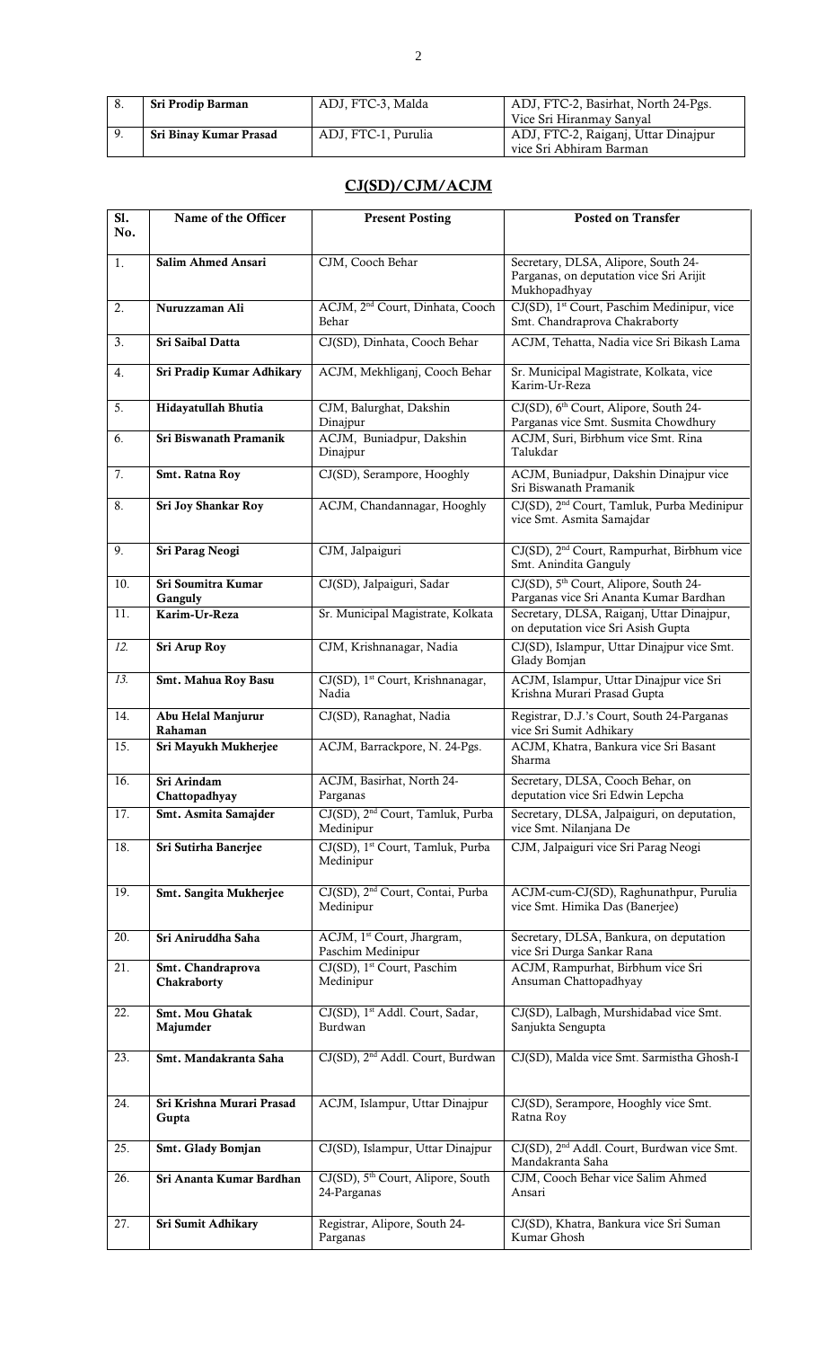| 8. | **Sri Prodip Barman** | ADJ, FTC-3, Malda | ADJ, FTC-2, Basirhat, North 24-Pgs. Vice Sri Hiranmay Sanyal |
|---|---|---|---|
| 9. | **Sri Binay Kumar Prasad** | ADJ, FTC-1, Purulia | ADJ, FTC-2, Raiganj, Uttar Dinajpur vice Sri Abhiram Barman |

## CJ(SD)/CJM/ACJM

| Sl. No. | Name of the Officer | Present Posting | Posted on Transfer |
|---|---|---|---|
| 1. | **Salim Ahmed Ansari** | CJM, Cooch Behar | Secretary, DLSA, Alipore, South 24-Parganas, on deputation vice Sri Arijit Mukhopadhyay |
| 2. | **Nuruzzaman Ali** | ACJM, 2nd Court, Dinhata, Cooch Behar | CJ(SD), 1st Court, Paschim Medinipur, vice Smt. Chandraprova Chakraborty |
| 3. | **Sri Saibal Datta** | CJ(SD), Dinhata, Cooch Behar | ACJM, Tehatta, Nadia vice Sri Bikash Lama |
| 4. | **Sri Pradip Kumar Adhikary** | ACJM, Mekhliganj, Cooch Behar | Sr. Municipal Magistrate, Kolkata, vice Karim-Ur-Reza |
| 5. | **Hidayatullah Bhutia** | CJM, Balurghat, Dakshin Dinajpur | CJ(SD), 6th Court, Alipore, South 24-Parganas vice Smt. Susmita Chowdhury |
| 6. | **Sri Biswanath Pramanik** | ACJM, Buniadpur, Dakshin Dinajpur | ACJM, Suri, Birbhum vice Smt. Rina Talukdar |
| 7. | **Smt. Ratna Roy** | CJ(SD), Serampore, Hooghly | ACJM, Buniadpur, Dakshin Dinajpur vice Sri Biswanath Pramanik |
| 8. | **Sri Joy Shankar Roy** | ACJM, Chandannagar, Hooghly | CJ(SD), 2nd Court, Tamluk, Purba Medinipur vice Smt. Asmita Samajdar |
| 9. | **Sri Parag Neogi** | CJM, Jalpaiguri | CJ(SD), 2nd Court, Rampurhat, Birbhum vice Smt. Anindita Ganguly |
| 10. | **Sri Soumitra Kumar Ganguly** | CJ(SD), Jalpaiguri, Sadar | CJ(SD), 5th Court, Alipore, South 24-Parganas vice Sri Ananta Kumar Bardhan |
| 11. | **Karim-Ur-Reza** | Sr. Municipal Magistrate, Kolkata | Secretary, DLSA, Raiganj, Uttar Dinajpur, on deputation vice Sri Asish Gupta |
| 12. | **Sri Arup Roy** | CJM, Krishnanagar, Nadia | CJ(SD), Islampur, Uttar Dinajpur vice Smt. Glady Bomjan |
| 13. | **Smt. Mahua Roy Basu** | CJ(SD), 1st Court, Krishnanagar, Nadia | ACJM, Islampur, Uttar Dinajpur vice Sri Krishna Murari Prasad Gupta |
| 14. | **Abu Helal Manjurur Rahaman** | CJ(SD), Ranaghat, Nadia | Registrar, D.J.'s Court, South 24-Parganas vice Sri Sumit Adhikary |
| 15. | **Sri Mayukh Mukherjee** | ACJM, Barrackpore, N. 24-Pgs. | ACJM, Khatra, Bankura vice Sri Basant Sharma |
| 16. | **Sri Arindam Chattopadhyay** | ACJM, Basirhat, North 24-Parganas | Secretary, DLSA, Cooch Behar, on deputation vice Sri Edwin Lepcha |
| 17. | **Smt. Asmita Samajder** | CJ(SD), 2nd Court, Tamluk, Purba Medinipur | Secretary, DLSA, Jalpaiguri, on deputation, vice Smt. Nilanjana De |
| 18. | **Sri Sutirha Banerjee** | CJ(SD), 1st Court, Tamluk, Purba Medinipur | CJM, Jalpaiguri vice Sri Parag Neogi |
| 19. | **Smt. Sangita Mukherjee** | CJ(SD), 2nd Court, Contai, Purba Medinipur | ACJM-cum-CJ(SD), Raghunathpur, Purulia vice Smt. Himika Das (Banerjee) |
| 20. | **Sri Aniruddha Saha** | ACJM, 1st Court, Jhargram, Paschim Medinipur | Secretary, DLSA, Bankura, on deputation vice Sri Durga Sankar Rana |
| 21. | **Smt. Chandraprova Chakraborty** | CJ(SD), 1st Court, Paschim Medinipur | ACJM, Rampurhat, Birbhum vice Sri Ansuman Chattopadhyay |
| 22. | **Smt. Mou Ghatak Majumder** | CJ(SD), 1st Addl. Court, Sadar, Burdwan | CJ(SD), Lalbagh, Murshidabad vice Smt. Sanjukta Sengupta |
| 23. | **Smt. Mandakranta Saha** | CJ(SD), 2nd Addl. Court, Burdwan | CJ(SD), Malda vice Smt. Sarmistha Ghosh-I |
| 24. | **Sri Krishna Murari Prasad Gupta** | ACJM, Islampur, Uttar Dinajpur | CJ(SD), Serampore, Hooghly vice Smt. Ratna Roy |
| 25. | **Smt. Glady Bomjan** | CJ(SD), Islampur, Uttar Dinajpur | CJ(SD), 2nd Addl. Court, Burdwan vice Smt. Mandakranta Saha |
| 26. | **Sri Ananta Kumar Bardhan** | CJ(SD), 5th Court, Alipore, South 24-Parganas | CJM, Cooch Behar vice Salim Ahmed Ansari |
| 27. | **Sri Sumit Adhikary** | Registrar, Alipore, South 24-Parganas | CJ(SD), Khatra, Bankura vice Sri Suman Kumar Ghosh |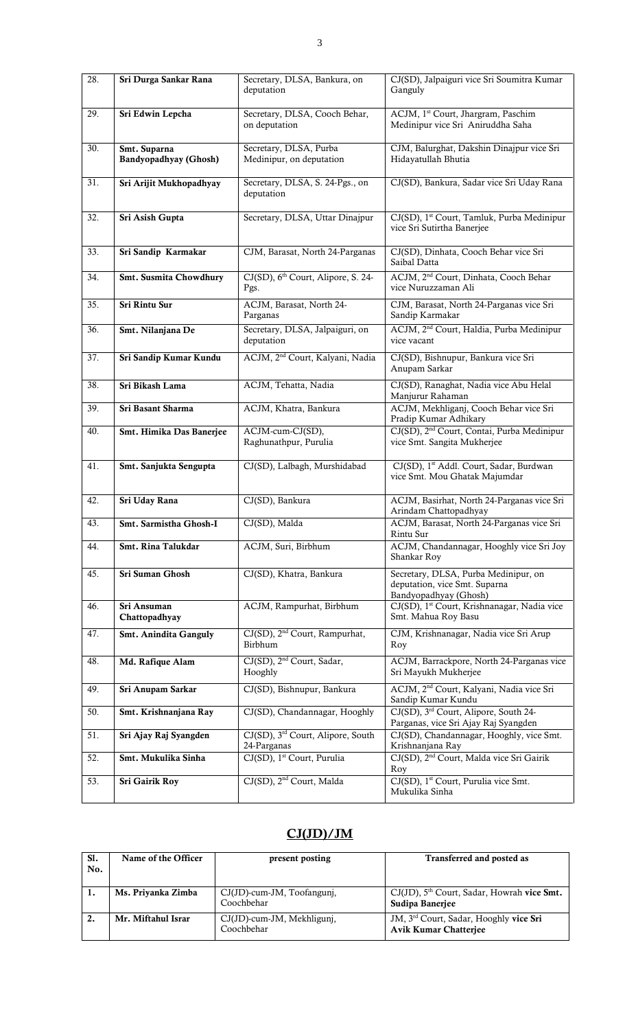| 28. | **Sri Durga Sankar Rana** | Secretary, DLSA, Bankura, on deputation | CJ(SD), Jalpaiguri vice Sri Soumitra Kumar Ganguly |
|---|---|---|---|
| 29. | **Sri Edwin Lepcha** | Secretary, DLSA, Cooch Behar, on deputation | ACJM, 1st Court, Jhargram, Paschim Medinipur vice Sri Aniruddha Saha |
| 30. | **Smt. Suparna Bandyopadhyay (Ghosh)** | Secretary, DLSA, Purba Medinipur, on deputation | CJM, Balurghat, Dakshin Dinajpur vice Sri Hidayatullah Bhutia |
| 31. | **Sri Arijit Mukhopadhyay** | Secretary, DLSA, S. 24-Pgs., on deputation | CJ(SD), Bankura, Sadar vice Sri Uday Rana |
| 32. | **Sri Asish Gupta** | Secretary, DLSA, Uttar Dinajpur | CJ(SD), 1st Court, Tamluk, Purba Medinipur vice Sri Sutirtha Banerjee |
| 33. | **Sri Sandip Karmakar** | CJM, Barasat, North 24-Parganas | CJ(SD), Dinhata, Cooch Behar vice Sri Saibal Datta |
| 34. | **Smt. Susmita Chowdhury** | CJ(SD), 6th Court, Alipore, S. 24-Pgs. | ACJM, 2nd Court, Dinhata, Cooch Behar vice Nuruzzaman Ali |
| 35. | **Sri Rintu Sur** | ACJM, Barasat, North 24-Parganas | CJM, Barasat, North 24-Parganas vice Sri Sandip Karmakar |
| 36. | **Smt. Nilanjana De** | Secretary, DLSA, Jalpaiguri, on deputation | ACJM, 2nd Court, Haldia, Purba Medinipur vice vacant |
| 37. | **Sri Sandip Kumar Kundu** | ACJM, 2nd Court, Kalyani, Nadia | CJ(SD), Bishnupur, Bankura vice Sri Anupam Sarkar |
| 38. | **Sri Bikash Lama** | ACJM, Tehatta, Nadia | CJ(SD), Ranaghat, Nadia vice Abu Helal Manjurur Rahaman |
| 39. | **Sri Basant Sharma** | ACJM, Khatra, Bankura | ACJM, Mekhliganj, Cooch Behar vice Sri Pradip Kumar Adhikary |
| 40. | **Smt. Himika Das Banerjee** | ACJM-cum-CJ(SD), Raghunathpur, Purulia | CJ(SD), 2nd Court, Contai, Purba Medinipur vice Smt. Sangita Mukherjee |
| 41. | **Smt. Sanjukta Sengupta** | CJ(SD), Lalbagh, Murshidabad | CJ(SD), 1st Addl. Court, Sadar, Burdwan vice Smt. Mou Ghatak Majumdar |
| 42. | **Sri Uday Rana** | CJ(SD), Bankura | ACJM, Basirhat, North 24-Parganas vice Sri Arindam Chattopadhyay |
| 43. | **Smt. Sarmistha Ghosh-I** | CJ(SD), Malda | ACJM, Barasat, North 24-Parganas vice Sri Rintu Sur |
| 44. | **Smt. Rina Talukdar** | ACJM, Suri, Birbhum | ACJM, Chandannagar, Hooghly vice Sri Joy Shankar Roy |
| 45. | **Sri Suman Ghosh** | CJ(SD), Khatra, Bankura | Secretary, DLSA, Purba Medinipur, on deputation, vice Smt. Suparna Bandyopadhyay (Ghosh) |
| 46. | **Sri Ansuman Chattopadhyay** | ACJM, Rampurhat, Birbhum | CJ(SD), 1st Court, Krishnanagar, Nadia vice Smt. Mahua Roy Basu |
| 47. | **Smt. Anindita Ganguly** | CJ(SD), 2nd Court, Rampurhat, Birbhum | CJM, Krishnanagar, Nadia vice Sri Arup Roy |
| 48. | **Md. Rafique Alam** | CJ(SD), 2nd Court, Sadar, Hooghly | ACJM, Barrackpore, North 24-Parganas vice Sri Mayukh Mukherjee |
| 49. | **Sri Anupam Sarkar** | CJ(SD), Bishnupur, Bankura | ACJM, 2nd Court, Kalyani, Nadia vice Sri Sandip Kumar Kundu |
| 50. | **Smt. Krishnanjana Ray** | CJ(SD), Chandannagar, Hooghly | CJ(SD), 3rd Court, Alipore, South 24-Parganas, vice Sri Ajay Raj Syangden |
| 51. | **Sri Ajay Raj Syangden** | CJ(SD), 3rd Court, Alipore, South 24-Parganas | CJ(SD), Chandannagar, Hooghly, vice Smt. Krishnanjana Ray |
| 52. | **Smt. Mukulika Sinha** | CJ(SD), 1st Court, Purulia | CJ(SD), 2nd Court, Malda vice Sri Gairik Roy |
| 53. | **Sri Gairik Roy** | CJ(SD), 2nd Court, Malda | CJ(SD), 1st Court, Purulia vice Smt. Mukulika Sinha |

## CJ(JD)/JM

| Sl. No. | Name of the Officer | present posting | Transferred and posted as |
|---|---|---|---|
| **1.** | Ms. Priyanka Zimba | CJ(JD)-cum-JM, Toofangunj, Coochbehar | CJ(JD), 5th Court, Sadar, Howrah **vice Smt. Sudipa Banerjee** |
| **2.** | Mr. Miftahul Israr | CJ(JD)-cum-JM, Mekhligunj, Coochbehar | JM, 3rd Court, Sadar, Hooghly **vice Sri Avik Kumar Chatterjee** |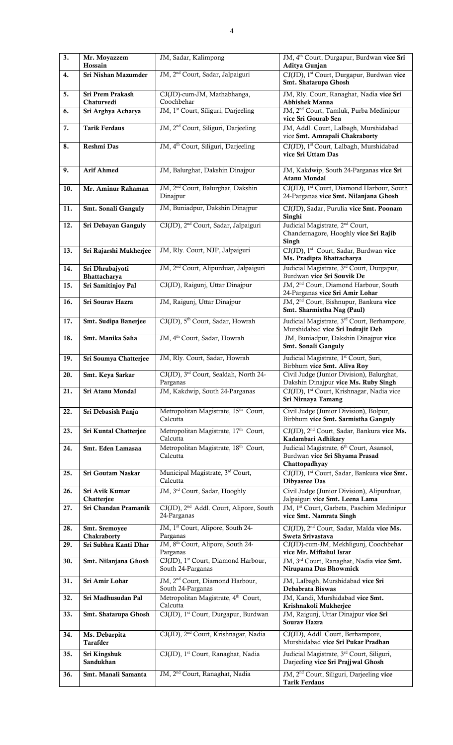| 3. | Mr. Moyazzem Hossain | JM, Sadar, Kalimpong | JM, 4th Court, Durgapur, Burdwan **vice Sri Aditya Gunjan** |
|---|---|---|---|
| 4. | **Sri Nishan Mazumder** | JM, 2nd Court, Sadar, Jalpaiguri | CJ(JD), 1st Court, Durgapur, Burdwan **vice Smt. Shatarupa Ghosh** |
| 5. | **Sri Prem Prakash Chaturvedi** | CJ(JD)-cum-JM, Mathabhanga, Coochbehar | JM, Rly. Court, Ranaghat, Nadia **vice Sri Abhishek Manna** |
| 6. | **Sri Arghya Acharya** | JM, 1st Court, Siliguri, Darjeeling | JM, 2nd Court, Tamluk, Purba Medinipur **vice Sri Gourab Sen** |
| 7. | **Tarik Ferdaus** | JM, 2nd Court, Siliguri, Darjeeling | JM, Addl. Court, Lalbagh, Murshidabad vice **Smt. Amrapali Chakraborty** |
| 8. | **Reshmi Das** | JM, 4th Court, Siliguri, Darjeeling | CJ(JD), 1st Court, Lalbagh, Murshidabad **vice Sri Uttam Das** |
| 9. | **Arif Ahmed** | JM, Balurghat, Dakshin Dinajpur | JM, Kakdwip, South 24-Parganas **vice Sri Atanu Mondal** |
| 10. | **Mr. Aminur Rahaman** | JM, 2nd Court, Balurghat, Dakshin Dinajpur | CJ(JD), 1st Court, Diamond Harbour, South 24-Parganas **vice Smt. Nilanjana Ghosh** |
| 11. | **Smt. Sonali Ganguly** | JM, Buniadpur, Dakshin Dinajpur | CJ(JD), Sadar, Purulia **vice Smt. Poonam Singhi** |
| 12. | **Sri Debayan Ganguly** | CJ(JD), 2nd Court, Sadar, Jalpaiguri | Judicial Magistrate, 2nd Court, Chandernagore, Hooghly **vice Sri Rajib Singh** |
| 13. | **Sri Rajarshi Mukherjee** | JM, Rly. Court, NJP, Jalpaiguri | CJ(JD), 1st Court, Sadar, Burdwan **vice Ms. Pradipta Bhattacharya** |
| 14. | **Sri Dhrubajyoti Bhattacharya** | JM, 2nd Court, Alipurduar, Jalpaiguri | Judicial Magistrate, 3rd Court, Durgapur, Burdwan **vice Sri Souvik De** |
| 15. | **Sri Samitinjoy Pal** | CJ(JD), Raigunj, Uttar Dinajpur | JM, 2nd Court, Diamond Harbour, South 24-Parganas **vice Sri Amir Lohar** |
| 16. | **Sri Sourav Hazra** | JM, Raigunj, Uttar Dinajpur | JM, 2nd Court, Bishnupur, Bankura **vice Smt. Sharmistha Nag (Paul)** |
| 17. | **Smt. Sudipa Banerjee** | CJ(JD), 5th Court, Sadar, Howrah | Judicial Magistrate, 3rd Court, Berhampore, Murshidabad **vice Sri Indrajit Deb** |
| 18. | **Smt. Manika Saha** | JM, 4th Court, Sadar, Howrah | JM, Buniadpur, Dakshin Dinajpur **vice Smt. Sonali Ganguly** |
| 19. | **Sri Soumya Chatterjee** | JM, Rly. Court, Sadar, Howrah | Judicial Magistrate, 1st Court, Suri, Birbhum **vice Smt. Aliva Roy** |
| 20. | **Smt. Keya Sarkar** | CJ(JD), 3rd Court, Sealdah, North 24-Parganas | Civil Judge (Junior Division), Balurghat, Dakshin Dinajpur **vice Ms. Ruby Singh** |
| 21. | **Sri Atanu Mondal** | JM, Kakdwip, South 24-Parganas | CJ(JD), 1st Court, Krishnagar, Nadia vice **Sri Nirnaya Tamang** |
| 22. | **Sri Debasish Panja** | Metropolitan Magistrate, 15th Court, Calcutta | Civil Judge (Junior Division), Bolpur, Birbhum **vice Smt. Sarmistha Ganguly** |
| 23. | **Sri Kuntal Chatterjee** | Metropolitan Magistrate, 17th Court, Calcutta | CJ(JD), 2nd Court, Sadar, Bankura **vice Ms. Kadambari Adhikary** |
| 24. | **Smt. Eden Lamasaa** | Metropolitan Magistrate, 18th Court, Calcutta | Judicial Magistrate, 6th Court, Asansol, Burdwan **vice Sri Shyama Prasad Chattopadhyay** |
| 25. | **Sri Goutam Naskar** | Municipal Magistrate, 3rd Court, Calcutta | CJ(JD), 1st Court, Sadar, Bankura **vice Smt. Dibyasree Das** |
| 26. | **Sri Avik Kumar Chatterjee** | JM, 3rd Court, Sadar, Hooghly | Civil Judge (Junior Division), Alipurduar, Jalpaiguri **vice Smt. Leena Lama** |
| 27. | **Sri Chandan Pramanik** | CJ(JD), 2nd Addl. Court, Alipore, South 24-Parganas | JM, 1st Court, Garbeta, Paschim Medinipur **vice Smt. Namrata Singh** |
| 28. | **Smt. Sremoyee Chakraborty** | JM, 1st Court, Alipore, South 24-Parganas | CJ(JD), 2nd Court, Sadar, Malda **vice Ms. Sweta Srivastava** |
| 29. | **Sri Subhra Kanti Dhar** | JM, 8th Court, Alipore, South 24-Parganas | CJ(JD)-cum-JM, Mekhligunj, Coochbehar **vice Mr. Miftahul Israr** |
| 30. | **Smt. Nilanjana Ghosh** | CJ(JD), 1st Court, Diamond Harbour, South 24-Parganas | JM, 3rd Court, Ranaghat, Nadia **vice Smt. Nirupama Das Bhowmick** |
| 31. | **Sri Amir Lohar** | JM, 2nd Court, Diamond Harbour, South 24-Parganas | JM, Lalbagh, Murshidabad **vice Sri Debabrata Biswas** |
| 32. | **Sri Madhusudan Pal** | Metropolitan Magistrate, 4th Court, Calcutta | JM, Kandi, Murshidabad **vice Smt. Krishnakoli Mukherjee** |
| 33. | **Smt. Shatarupa Ghosh** | CJ(JD), 1st Court, Durgapur, Burdwan | JM, Raigunj, Uttar Dinajpur **vice Sri Sourav Hazra** |
| 34. | **Ms. Debarpita Tarafder** | CJ(JD), 2nd Court, Krishnagar, Nadia | CJ(JD), Addl. Court, Berhampore, Murshidabad **vice Sri Pukar Pradhan** |
| 35. | **Sri Kingshuk Sandukhan** | CJ(JD), 1st Court, Ranaghat, Nadia | Judicial Magistrate, 3rd Court, Siliguri, Darjeeling **vice Sri Prajjwal Ghosh** |
| 36. | **Smt. Manali Samanta** | JM, 2nd Court, Ranaghat, Nadia | JM, 2nd Court, Siliguri, Darjeeling **vice Tarik Ferdaus** |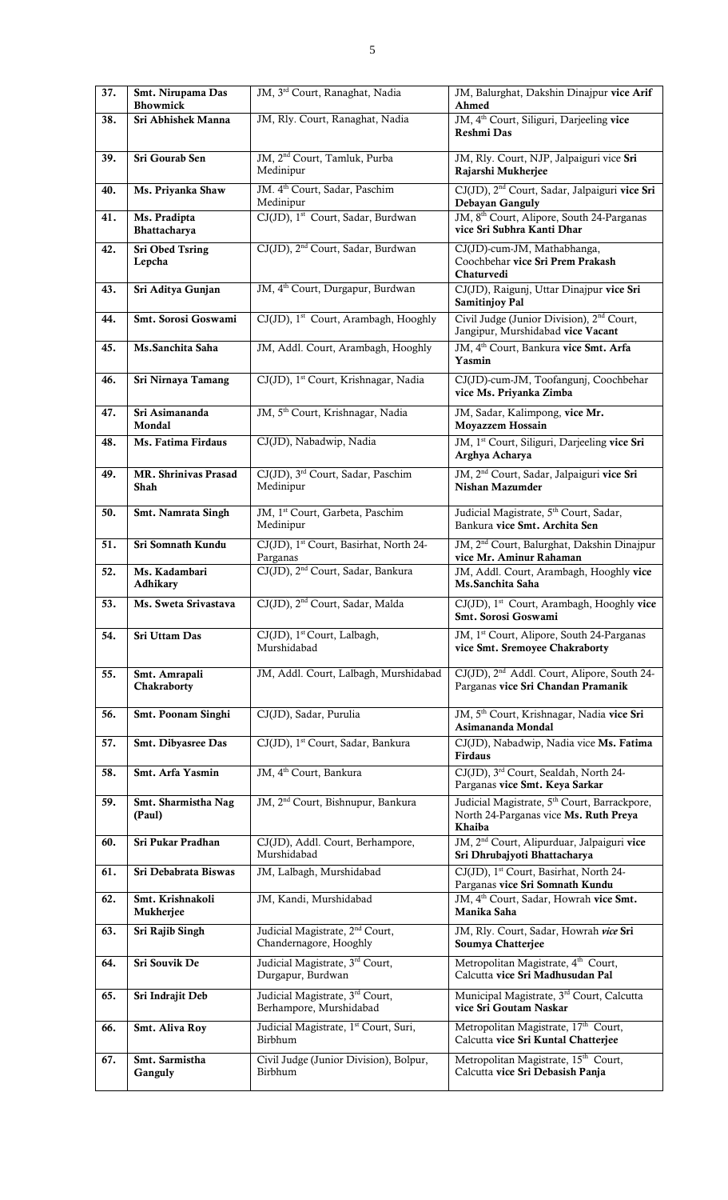| 37. | **Smt. Nirupama Das Bhowmick** | JM, 3rd Court, Ranaghat, Nadia | JM, Balurghat, Dakshin Dinajpur **vice Arif Ahmed** |
|---|---|---|---|
| 38. | **Sri Abhishek Manna** | JM, Rly. Court, Ranaghat, Nadia | JM, 4th Court, Siliguri, Darjeeling **vice Reshmi Das** |
| 39. | **Sri Gourab Sen** | JM, 2nd Court, Tamluk, Purba Medinipur | JM, Rly. Court, NJP, Jalpaiguri vice **Sri Rajarshi Mukherjee** |
| 40. | **Ms. Priyanka Shaw** | JM. 4th Court, Sadar, Paschim Medinipur | CJ(JD), 2nd Court, Sadar, Jalpaiguri **vice Sri Debayan Ganguly** |
| 41. | **Ms. Pradipta Bhattacharya** | CJ(JD), 1st Court, Sadar, Burdwan | JM, 8th Court, Alipore, South 24-Parganas **vice Sri Subhra Kanti Dhar** |
| 42. | **Sri Obed Tsring Lepcha** | CJ(JD), 2nd Court, Sadar, Burdwan | CJ(JD)-cum-JM, Mathabhanga, Coochbehar **vice Sri Prem Prakash Chaturvedi** |
| 43. | **Sri Aditya Gunjan** | JM, 4th Court, Durgapur, Burdwan | CJ(JD), Raigunj, Uttar Dinajpur **vice Sri Samitinjoy Pal** |
| 44. | **Smt. Sorosi Goswami** | CJ(JD), 1st Court, Arambagh, Hooghly | Civil Judge (Junior Division), 2nd Court, Jangipur, Murshidabad **vice Vacant** |
| 45. | **Ms.Sanchita Saha** | JM, Addl. Court, Arambagh, Hooghly | JM, 4th Court, Bankura **vice Smt. Arfa Yasmin** |
| 46. | **Sri Nirnaya Tamang** | CJ(JD), 1st Court, Krishnagar, Nadia | CJ(JD)-cum-JM, Toofangunj, Coochbehar **vice Ms. Priyanka Zimba** |
| 47. | **Sri Asimananda Mondal** | JM, 5th Court, Krishnagar, Nadia | JM, Sadar, Kalimpong, **vice Mr. Moyazzem Hossain** |
| 48. | **Ms. Fatima Firdaus** | CJ(JD), Nabadwip, Nadia | JM, 1st Court, Siliguri, Darjeeling **vice Sri Arghya Acharya** |
| 49. | **MR. Shrinivas Prasad Shah** | CJ(JD), 3rd Court, Sadar, Paschim Medinipur | JM, 2nd Court, Sadar, Jalpaiguri **vice Sri Nishan Mazumder** |
| 50. | **Smt. Namrata Singh** | JM, 1st Court, Garbeta, Paschim Medinipur | Judicial Magistrate, 5th Court, Sadar, Bankura **vice Smt. Archita Sen** |
| 51. | **Sri Somnath Kundu** | CJ(JD), 1st Court, Basirhat, North 24-Parganas | JM, 2nd Court, Balurghat, Dakshin Dinajpur **vice Mr. Aminur Rahaman** |
| 52. | **Ms. Kadambari Adhikary** | CJ(JD), 2nd Court, Sadar, Bankura | JM, Addl. Court, Arambagh, Hooghly **vice Ms.Sanchita Saha** |
| 53. | **Ms. Sweta Srivastava** | CJ(JD), 2nd Court, Sadar, Malda | CJ(JD), 1st Court, Arambagh, Hooghly **vice Smt. Sorosi Goswami** |
| 54. | **Sri Uttam Das** | CJ(JD), 1st Court, Lalbagh, Murshidabad | JM, 1st Court, Alipore, South 24-Parganas **vice Smt. Sremoyee Chakraborty** |
| 55. | **Smt. Amrapali Chakraborty** | JM, Addl. Court, Lalbagh, Murshidabad | CJ(JD), 2nd Addl. Court, Alipore, South 24-Parganas **vice Sri Chandan Pramanik** |
| 56. | **Smt. Poonam Singhi** | CJ(JD), Sadar, Purulia | JM, 5th Court, Krishnagar, Nadia **vice Sri Asimananda Mondal** |
| 57. | **Smt. Dibyasree Das** | CJ(JD), 1st Court, Sadar, Bankura | CJ(JD), Nabadwip, Nadia vice **Ms. Fatima Firdaus** |
| 58. | **Smt. Arfa Yasmin** | JM, 4th Court, Bankura | CJ(JD), 3rd Court, Sealdah, North 24-Parganas **vice Smt. Keya Sarkar** |
| 59. | **Smt. Sharmistha Nag (Paul)** | JM, 2nd Court, Bishnupur, Bankura | Judicial Magistrate, 5th Court, Barrackpore, North 24-Parganas vice **Ms. Ruth Preya Khaiba** |
| 60. | **Sri Pukar Pradhan** | CJ(JD), Addl. Court, Berhampore, Murshidabad | JM, 2nd Court, Alipurduar, Jalpaiguri **vice Sri Dhrubajyoti Bhattacharya** |
| 61. | **Sri Debabrata Biswas** | JM, Lalbagh, Murshidabad | CJ(JD), 1st Court, Basirhat, North 24-Parganas **vice Sri Somnath Kundu** |
| 62. | **Smt. Krishnakoli Mukherjee** | JM, Kandi, Murshidabad | JM, 4th Court, Sadar, Howrah **vice Smt. Manika Saha** |
| 63. | **Sri Rajib Singh** | Judicial Magistrate, 2nd Court, Chandernagore, Hooghly | JM, Rly. Court, Sadar, Howrah ***vice* Sri Soumya Chatterjee** |
| 64. | **Sri Souvik De** | Judicial Magistrate, 3rd Court, Durgapur, Burdwan | Metropolitan Magistrate, 4th Court, Calcutta **vice Sri Madhusudan Pal** |
| 65. | **Sri Indrajit Deb** | Judicial Magistrate, 3rd Court, Berhampore, Murshidabad | Municipal Magistrate, 3rd Court, Calcutta **vice Sri Goutam Naskar** |
| 66. | **Smt. Aliva Roy** | Judicial Magistrate, 1st Court, Suri, Birbhum | Metropolitan Magistrate, 17th Court, Calcutta **vice Sri Kuntal Chatterjee** |
| 67. | **Smt. Sarmistha Ganguly** | Civil Judge (Junior Division), Bolpur, Birbhum | Metropolitan Magistrate, 15th Court, Calcutta **vice Sri Debasish Panja** |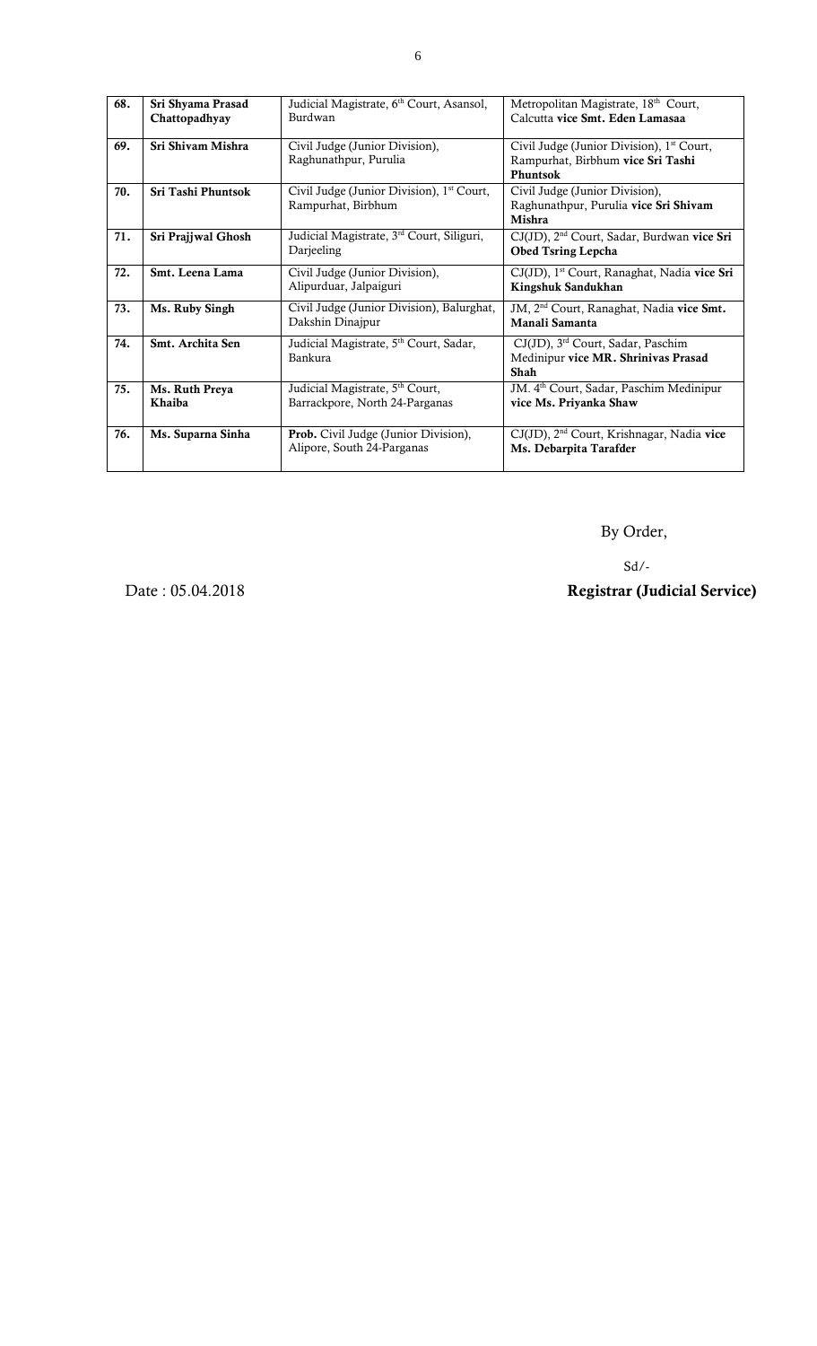| | | | |
|---|---|---|---|
| **68.** | **Sri Shyama Prasad Chattopadhyay** | Judicial Magistrate, 6th Court, Asansol, Burdwan | Metropolitan Magistrate, 18th Court, Calcutta **vice Smt. Eden Lamasaa** |
| **69.** | **Sri Shivam Mishra** | Civil Judge (Junior Division), Raghunathpur, Purulia | Civil Judge (Junior Division), 1st Court, Rampurhat, Birbhum **vice Sri Tashi Phuntsok** |
| **70.** | **Sri Tashi Phuntsok** | Civil Judge (Junior Division), 1st Court, Rampurhat, Birbhum | Civil Judge (Junior Division), Raghunathpur, Purulia **vice Sri Shivam Mishra** |
| **71.** | **Sri Prajjwal Ghosh** | Judicial Magistrate, 3rd Court, Siliguri, Darjeeling | CJ(JD), 2nd Court, Sadar, Burdwan **vice Sri Obed Tsring Lepcha** |
| **72.** | **Smt. Leena Lama** | Civil Judge (Junior Division), Alipurduar, Jalpaiguri | CJ(JD), 1st Court, Ranaghat, Nadia **vice Sri Kingshuk Sandukhan** |
| **73.** | **Ms. Ruby Singh** | Civil Judge (Junior Division), Balurghat, Dakshin Dinajpur | JM, 2nd Court, Ranaghat, Nadia **vice Smt. Manali Samanta** |
| **74.** | **Smt. Archita Sen** | Judicial Magistrate, 5th Court, Sadar, Bankura | CJ(JD), 3rd Court, Sadar, Paschim Medinipur **vice MR. Shrinivas Prasad Shah** |
| **75.** | **Ms. Ruth Preya Khaiba** | Judicial Magistrate, 5th Court, Barrackpore, North 24-Parganas | JM. 4th Court, Sadar, Paschim Medinipur **vice Ms. Priyanka Shaw** |
| **76.** | **Ms. Suparna Sinha** | **Prob.** Civil Judge (Junior Division), Alipore, South 24-Parganas | CJ(JD), 2nd Court, Krishnagar, Nadia **vice Ms. Debarpita Tarafder** |

By Order,

Sd/-

Date : 05.04.2018

**Registrar (Judicial Service)**